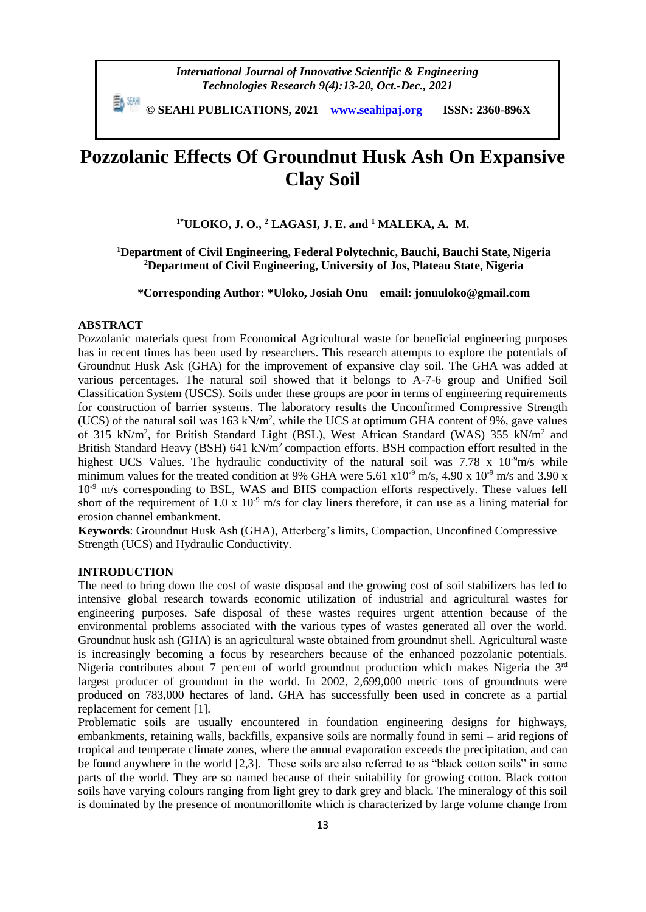# Pozzolanic Effects Of Groundnut Husk Ash On Expansive Clay Soil

**[1*]ULOKO, J. O., [2] LAGASI, J. E. and [1] MALEKA, A. M.**

**[1]Department of Civil Engineering, Federal Polytechnic, Bauchi, Bauchi State, Nigeria**
**[2]Department of Civil Engineering, University of Jos, Plateau State, Nigeria**

**\*Corresponding Author: \*Uloko, Josiah Onu email: jonuuloko@gmail.com**

## ABSTRACT

Pozzolanic materials quest from Economical Agricultural waste for beneficial engineering purposes has in recent times has been used by researchers. This research attempts to explore the potentials of Groundnut Husk Ask (GHA) for the improvement of expansive clay soil. The GHA was added at various percentages. The natural soil showed that it belongs to A-7-6 group and Unified Soil Classification System (USCS). Soils under these groups are poor in terms of engineering requirements for construction of barrier systems. The laboratory results the Unconfirmed Compressive Strength (UCS) of the natural soil was 163 $kN/m^2$, while the UCS at optimum GHA content of 9%, gave values of 315 $kN/m^2$, for British Standard Light (BSL), West African Standard (WAS) 355 $kN/m^2$ and British Standard Heavy (BSH) 641 $kN/m^2$ compaction efforts. BSH compaction effort resulted in the highest UCS Values. The hydraulic conductivity of the natural soil was 7.78 x $10^{-9}$m/s while minimum values for the treated condition at 9% GHA were 5.61 x$10^{-9}$ m/s, 4.90 x $10^{-9}$ m/s and 3.90 x $10^{-9}$ m/s corresponding to BSL, WAS and BHS compaction efforts respectively. These values fell short of the requirement of 1.0 x $10^{-9}$ m/s for clay liners therefore, it can use as a lining material for erosion channel embankment.

**Keywords**: Groundnut Husk Ash (GHA), Atterberg's limits**,** Compaction, Unconfined Compressive Strength (UCS) and Hydraulic Conductivity.

## INTRODUCTION

The need to bring down the cost of waste disposal and the growing cost of soil stabilizers has led to intensive global research towards economic utilization of industrial and agricultural wastes for engineering purposes. Safe disposal of these wastes requires urgent attention because of the environmental problems associated with the various types of wastes generated all over the world. Groundnut husk ash (GHA) is an agricultural waste obtained from groundnut shell. Agricultural waste is increasingly becoming a focus by researchers because of the enhanced pozzolanic potentials. Nigeria contributes about 7 percent of world groundnut production which makes Nigeria the 3rd largest producer of groundnut in the world. In 2002, 2,699,000 metric tons of groundnuts were produced on 783,000 hectares of land. GHA has successfully been used in concrete as a partial replacement for cement [1].

Problematic soils are usually encountered in foundation engineering designs for highways, embankments, retaining walls, backfills, expansive soils are normally found in semi – arid regions of tropical and temperate climate zones, where the annual evaporation exceeds the precipitation, and can be found anywhere in the world [2,3]. These soils are also referred to as "black cotton soils" in some parts of the world. They are so named because of their suitability for growing cotton. Black cotton soils have varying colours ranging from light grey to dark grey and black. The mineralogy of this soil is dominated by the presence of montmorillonite which is characterized by large volume change from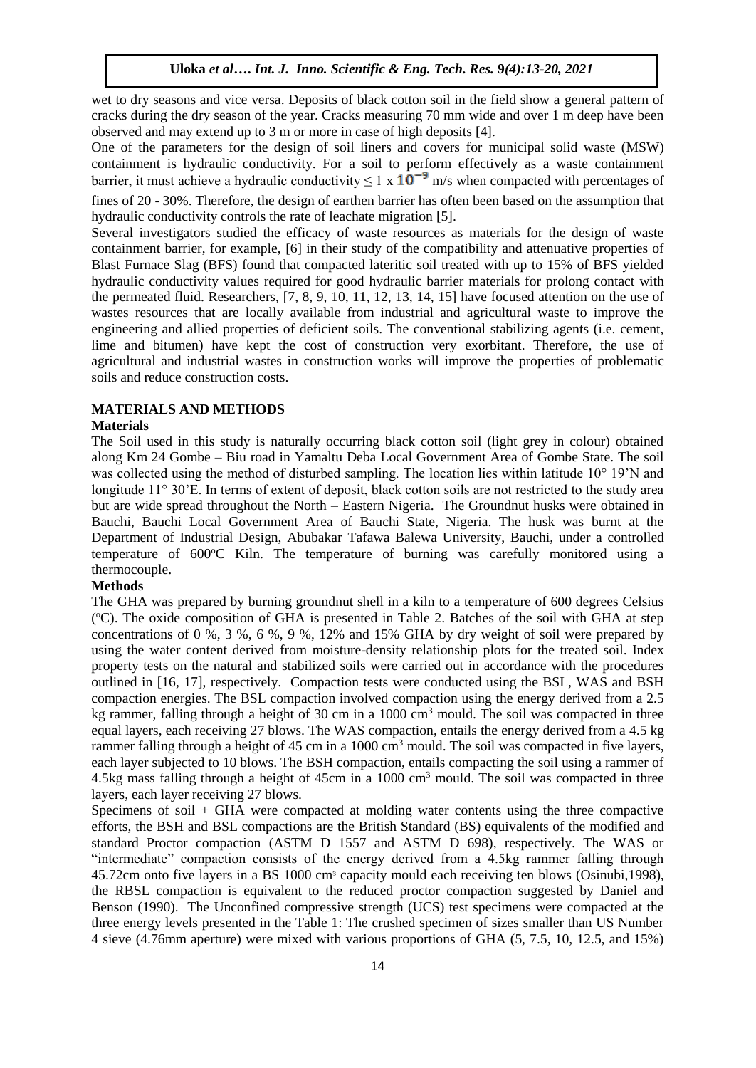wet to dry seasons and vice versa. Deposits of black cotton soil in the field show a general pattern of cracks during the dry season of the year. Cracks measuring 70 mm wide and over 1 m deep have been observed and may extend up to 3 m or more in case of high deposits [4].

One of the parameters for the design of soil liners and covers for municipal solid waste (MSW) containment is hydraulic conductivity. For a soil to perform effectively as a waste containment barrier, it must achieve a hydraulic conductivity $\leq 1 \times 10^{-9}$ m/s when compacted with percentages of fines of 20 - 30%. Therefore, the design of earthen barrier has often been based on the assumption that hydraulic conductivity controls the rate of leachate migration [5].

Several investigators studied the efficacy of waste resources as materials for the design of waste containment barrier, for example, [6] in their study of the compatibility and attenuative properties of Blast Furnace Slag (BFS) found that compacted lateritic soil treated with up to 15% of BFS yielded hydraulic conductivity values required for good hydraulic barrier materials for prolong contact with the permeated fluid. Researchers, [7, 8, 9, 10, 11, 12, 13, 14, 15] have focused attention on the use of wastes resources that are locally available from industrial and agricultural waste to improve the engineering and allied properties of deficient soils. The conventional stabilizing agents (i.e. cement, lime and bitumen) have kept the cost of construction very exorbitant. Therefore, the use of agricultural and industrial wastes in construction works will improve the properties of problematic soils and reduce construction costs.

## MATERIALS AND METHODS

### Materials

The Soil used in this study is naturally occurring black cotton soil (light grey in colour) obtained along Km 24 Gombe – Biu road in Yamaltu Deba Local Government Area of Gombe State. The soil was collected using the method of disturbed sampling. The location lies within latitude 10° 19'N and longitude 11° 30'E. In terms of extent of deposit, black cotton soils are not restricted to the study area but are wide spread throughout the North – Eastern Nigeria. The Groundnut husks were obtained in Bauchi, Bauchi Local Government Area of Bauchi State, Nigeria. The husk was burnt at the Department of Industrial Design, Abubakar Tafawa Balewa University, Bauchi, under a controlled temperature of 600°C Kiln. The temperature of burning was carefully monitored using a thermocouple.

### Methods

The GHA was prepared by burning groundnut shell in a kiln to a temperature of 600 degrees Celsius (°C). The oxide composition of GHA is presented in Table 2. Batches of the soil with GHA at step concentrations of 0 %, 3 %, 6 %, 9 %, 12% and 15% GHA by dry weight of soil were prepared by using the water content derived from moisture-density relationship plots for the treated soil. Index property tests on the natural and stabilized soils were carried out in accordance with the procedures outlined in [16, 17], respectively. Compaction tests were conducted using the BSL, WAS and BSH compaction energies. The BSL compaction involved compaction using the energy derived from a 2.5 kg rammer, falling through a height of 30 cm in a 1000 cm$^3$ mould. The soil was compacted in three equal layers, each receiving 27 blows. The WAS compaction, entails the energy derived from a 4.5 kg rammer falling through a height of 45 cm in a 1000 cm$^3$ mould. The soil was compacted in five layers, each layer subjected to 10 blows. The BSH compaction, entails compacting the soil using a rammer of 4.5kg mass falling through a height of 45cm in a 1000 cm$^3$ mould. The soil was compacted in three layers, each layer receiving 27 blows.

Specimens of soil + GHA were compacted at molding water contents using the three compactive efforts, the BSH and BSL compactions are the British Standard (BS) equivalents of the modified and standard Proctor compaction (ASTM D 1557 and ASTM D 698), respectively. The WAS or "intermediate" compaction consists of the energy derived from a 4.5kg rammer falling through 45.72cm onto five layers in a BS 1000 cm$^3$ capacity mould each receiving ten blows (Osinubi,1998), the RBSL compaction is equivalent to the reduced proctor compaction suggested by Daniel and Benson (1990). The Unconfined compressive strength (UCS) test specimens were compacted at the three energy levels presented in the Table 1: The crushed specimen of sizes smaller than US Number 4 sieve (4.76mm aperture) were mixed with various proportions of GHA (5, 7.5, 10, 12.5, and 15%)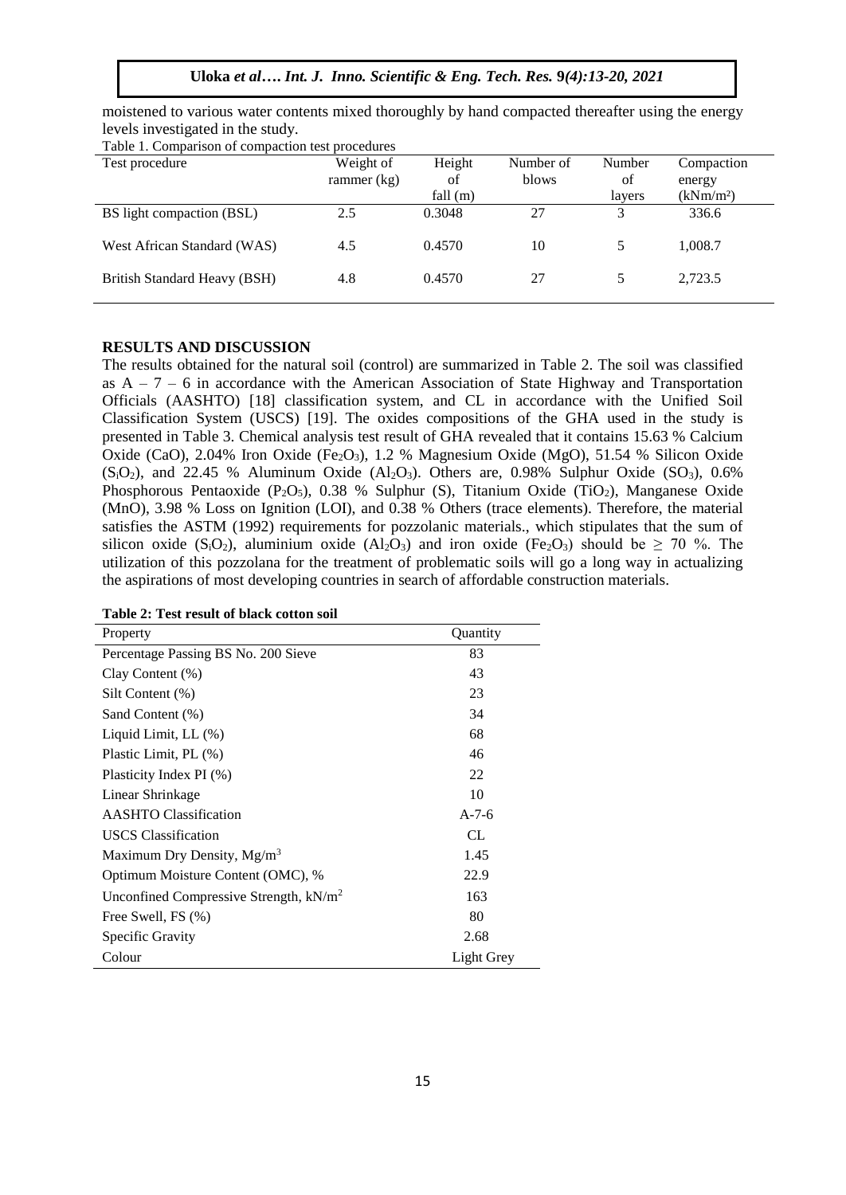moistened to various water contents mixed thoroughly by hand compacted thereafter using the energy levels investigated in the study.

Table 1. Comparison of compaction test procedures

| Test procedure | Weight of rammer (kg) | Height of fall (m) | Number of blows | Number of layers | Compaction energy (kNm/m²) |
|---|---|---|---|---|---|
| BS light compaction (BSL) | 2.5 | 0.3048 | 27 | 3 | 336.6 |
| West African Standard (WAS) | 4.5 | 0.4570 | 10 | 5 | 1,008.7 |
| British Standard Heavy (BSH) | 4.8 | 0.4570 | 27 | 5 | 2,723.5 |

## RESULTS AND DISCUSSION

The results obtained for the natural soil (control) are summarized in Table 2. The soil was classified as A – 7 – 6 in accordance with the American Association of State Highway and Transportation Officials (AASHTO) [18] classification system, and CL in accordance with the Unified Soil Classification System (USCS) [19]. The oxides compositions of the GHA used in the study is presented in Table 3. Chemical analysis test result of GHA revealed that it contains 15.63 % Calcium Oxide (CaO), 2.04% Iron Oxide ($Fe_2O_3$), 1.2 % Magnesium Oxide (MgO), 51.54 % Silicon Oxide ($S_iO_2$), and 22.45 % Aluminum Oxide ($Al_2O_3$). Others are, 0.98% Sulphur Oxide ($SO_3$), 0.6% Phosphorous Pentaoxide ($P_2O_5$), 0.38 % Sulphur (S), Titanium Oxide ($TiO_2$), Manganese Oxide (MnO), 3.98 % Loss on Ignition (LOI), and 0.38 % Others (trace elements). Therefore, the material satisfies the ASTM (1992) requirements for pozzolanic materials., which stipulates that the sum of silicon oxide ($S_iO_2$), aluminium oxide ($Al_2O_3$) and iron oxide ($Fe_2O_3$) should be ≥ 70 %. The utilization of this pozzolana for the treatment of problematic soils will go a long way in actualizing the aspirations of most developing countries in search of affordable construction materials.

**Table 2: Test result of black cotton soil**

| Property | Quantity |
|---|---|
| Percentage Passing BS No. 200 Sieve | 83 |
| Clay Content (%) | 43 |
| Silt Content (%) | 23 |
| Sand Content (%) | 34 |
| Liquid Limit, LL (%) | 68 |
| Plastic Limit, PL (%) | 46 |
| Plasticity Index PI (%) | 22 |
| Linear Shrinkage | 10 |
| AASHTO Classification | A-7-6 |
| USCS Classification | CL |
| Maximum Dry Density, Mg/m³ | 1.45 |
| Optimum Moisture Content (OMC), % | 22.9 |
| Unconfined Compressive Strength, kN/m² | 163 |
| Free Swell, FS (%) | 80 |
| Specific Gravity | 2.68 |
| Colour | Light Grey |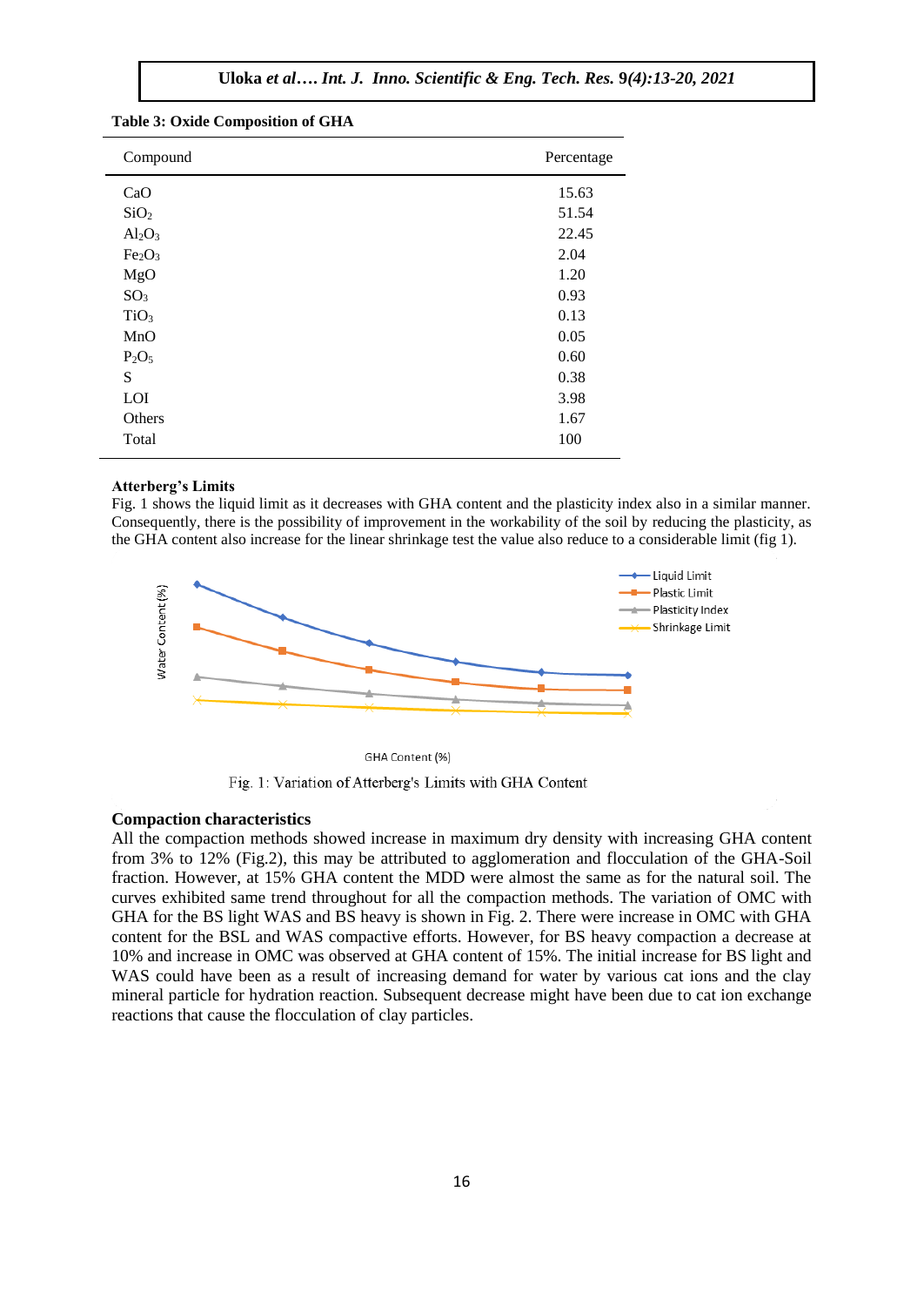**Table 3: Oxide Composition of GHA**

| Compound | Percentage |
|---|---|
| CaO | 15.63 |
| $SiO_2$ | 51.54 |
| $Al_2O_3$ | 22.45 |
| $Fe_2O_3$ | 2.04 |
| MgO | 1.20 |
| $SO_3$ | 0.93 |
| $TiO_3$ | 0.13 |
| MnO | 0.05 |
| $P_2O_5$ | 0.60 |
| S | 0.38 |
| LOI | 3.98 |
| Others | 1.67 |
| Total | 100 |

**Atterberg's Limits**

Fig. 1 shows the liquid limit as it decreases with GHA content and the plasticity index also in a similar manner. Consequently, there is the possibility of improvement in the workability of the soil by reducing the plasticity, as the GHA content also increase for the linear shrinkage test the value also reduce to a considerable limit (fig 1).

Fig. 1: Variation of Atterberg's Limits with GHA Content

**Compaction characteristics**

All the compaction methods showed increase in maximum dry density with increasing GHA content from 3% to 12% (Fig.2), this may be attributed to agglomeration and flocculation of the GHA-Soil fraction. However, at 15% GHA content the MDD were almost the same as for the natural soil. The curves exhibited same trend throughout for all the compaction methods. The variation of OMC with GHA for the BS light WAS and BS heavy is shown in Fig. 2. There were increase in OMC with GHA content for the BSL and WAS compactive efforts. However, for BS heavy compaction a decrease at 10% and increase in OMC was observed at GHA content of 15%. The initial increase for BS light and WAS could have been as a result of increasing demand for water by various cat ions and the clay mineral particle for hydration reaction. Subsequent decrease might have been due to cat ion exchange reactions that cause the flocculation of clay particles.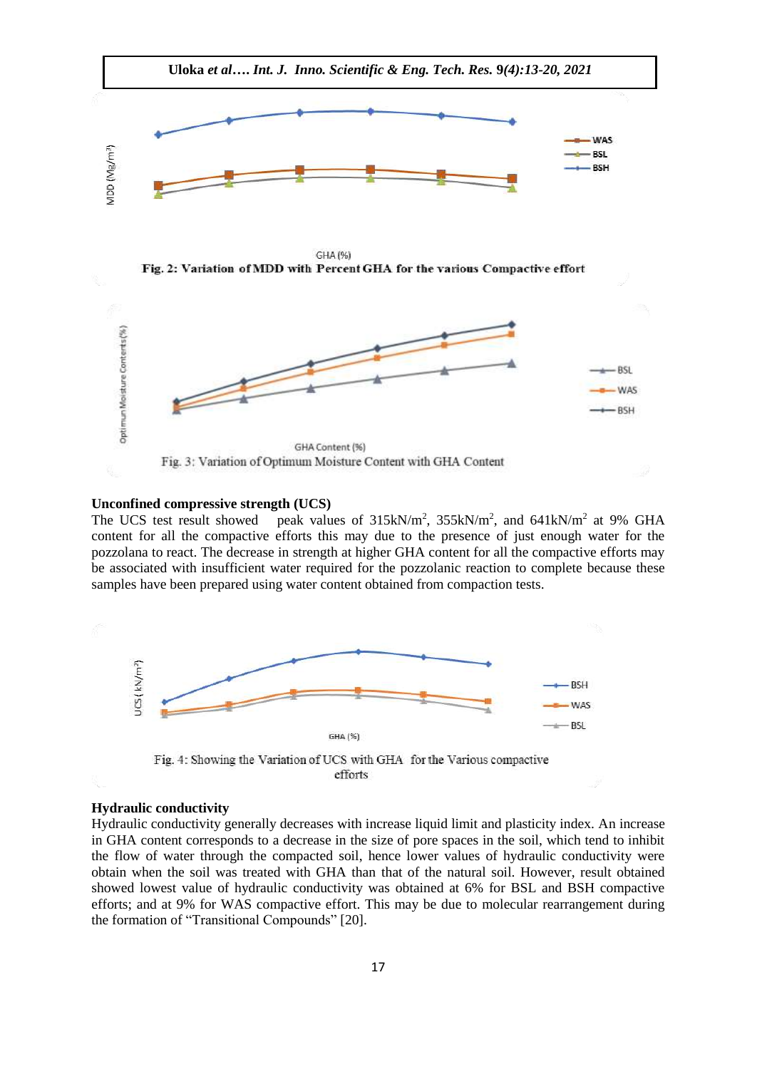Fig. 2: Variation of MDD with Percent GHA for the various Compactive effort

Fig. 3: Variation of Optimum Moisture Content with GHA Content

**Unconfined compressive strength (UCS)**

The UCS test result showed peak values of 315kN/m$^2$, 355kN/m$^2$, and 641kN/m$^2$ at 9% GHA content for all the compactive efforts this may due to the presence of just enough water for the pozzolana to react. The decrease in strength at higher GHA content for all the compactive efforts may be associated with insufficient water required for the pozzolanic reaction to complete because these samples have been prepared using water content obtained from compaction tests.

Fig. 4: Showing the Variation of UCS with GHA for the Various compactive efforts

**Hydraulic conductivity**

Hydraulic conductivity generally decreases with increase liquid limit and plasticity index. An increase in GHA content corresponds to a decrease in the size of pore spaces in the soil, which tend to inhibit the flow of water through the compacted soil, hence lower values of hydraulic conductivity were obtain when the soil was treated with GHA than that of the natural soil. However, result obtained showed lowest value of hydraulic conductivity was obtained at 6% for BSL and BSH compactive efforts; and at 9% for WAS compactive effort. This may be due to molecular rearrangement during the formation of "Transitional Compounds" [20].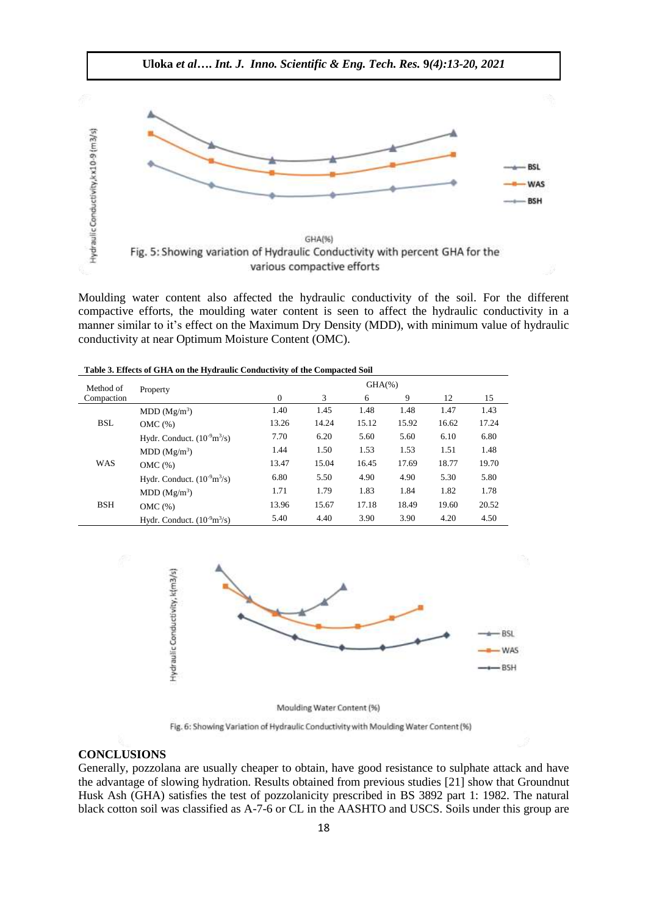Fig. 5: Showing variation of Hydraulic Conductivity with percent GHA for the various compactive efforts

Moulding water content also affected the hydraulic conductivity of the soil. For the different compactive efforts, the moulding water content is seen to affect the hydraulic conductivity in a manner similar to it's effect on the Maximum Dry Density (MDD), with minimum value of hydraulic conductivity at near Optimum Moisture Content (OMC).

**Table 3. Effects of GHA on the Hydraulic Conductivity of the Compacted Soil**

| Method of Compaction | Property | GHA(%) | | | | | |
|---|---|---|---|---|---|---|---|
| | | 0 | 3 | 6 | 9 | 12 | 15 |
| BSL | MDD ($Mg/m^3$) | 1.40 | 1.45 | 1.48 | 1.48 | 1.47 | 1.43 |
| | OMC (%) | 13.26 | 14.24 | 15.12 | 15.92 | 16.62 | 17.24 |
| | Hydr. Conduct. ($10^{-9}m^3/s$) | 7.70 | 6.20 | 5.60 | 5.60 | 6.10 | 6.80 |
| WAS | MDD ($Mg/m^3$) | 1.44 | 1.50 | 1.53 | 1.53 | 1.51 | 1.48 |
| | OMC (%) | 13.47 | 15.04 | 16.45 | 17.69 | 18.77 | 19.70 |
| | Hydr. Conduct. ($10^{-9}m^3/s$) | 6.80 | 5.50 | 4.90 | 4.90 | 5.30 | 5.80 |
| BSH | MDD ($Mg/m^3$) | 1.71 | 1.79 | 1.83 | 1.84 | 1.82 | 1.78 |
| | OMC (%) | 13.96 | 15.67 | 17.18 | 18.49 | 19.60 | 20.52 |
| | Hydr. Conduct. ($10^{-9}m^3/s$) | 5.40 | 4.40 | 3.90 | 3.90 | 4.20 | 4.50 |

Fig. 6: Showing Variation of Hydraulic Conductivity with Moulding Water Content (%)

## CONCLUSIONS

Generally, pozzolana are usually cheaper to obtain, have good resistance to sulphate attack and have the advantage of slowing hydration. Results obtained from previous studies [21] show that Groundnut Husk Ash (GHA) satisfies the test of pozzolanicity prescribed in BS 3892 part 1: 1982. The natural black cotton soil was classified as A-7-6 or CL in the AASHTO and USCS. Soils under this group are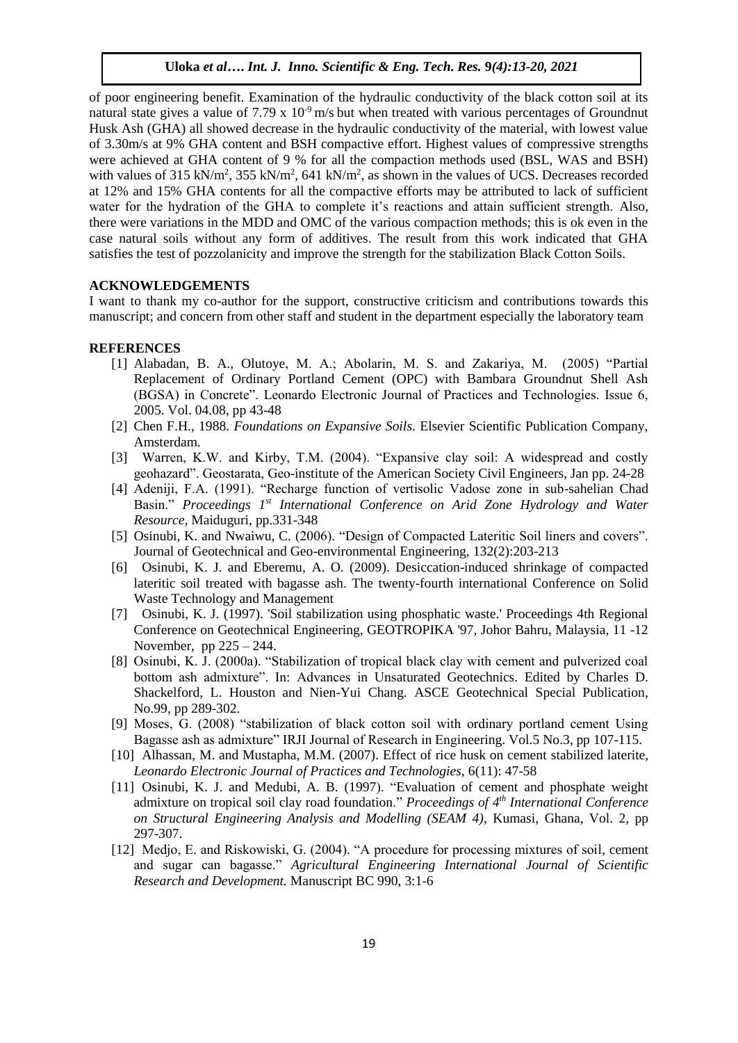of poor engineering benefit. Examination of the hydraulic conductivity of the black cotton soil at its natural state gives a value of 7.79 x $10^{-9}$ m/s but when treated with various percentages of Groundnut Husk Ash (GHA) all showed decrease in the hydraulic conductivity of the material, with lowest value of 3.30m/s at 9% GHA content and BSH compactive effort. Highest values of compressive strengths were achieved at GHA content of 9 % for all the compaction methods used (BSL, WAS and BSH) with values of 315 kN/$m^2$, 355 kN/$m^2$, 641 kN/$m^2$, as shown in the values of UCS. Decreases recorded at 12% and 15% GHA contents for all the compactive efforts may be attributed to lack of sufficient water for the hydration of the GHA to complete it's reactions and attain sufficient strength. Also, there were variations in the MDD and OMC of the various compaction methods; this is ok even in the case natural soils without any form of additives. The result from this work indicated that GHA satisfies the test of pozzolanicity and improve the strength for the stabilization Black Cotton Soils.

## ACKNOWLEDGEMENTS

I want to thank my co-author for the support, constructive criticism and contributions towards this manuscript; and concern from other staff and student in the department especially the laboratory team

## REFERENCES

[1] Alabadan, B. A., Olutoye, M. A.; Abolarin, M. S. and Zakariya, M. (2005) "Partial Replacement of Ordinary Portland Cement (OPC) with Bambara Groundnut Shell Ash (BGSA) in Concrete". Leonardo Electronic Journal of Practices and Technologies. Issue 6, 2005. Vol. 04.08, pp 43-48

[2] Chen F.H., 1988. *Foundations on Expansive Soils*. Elsevier Scientific Publication Company, Amsterdam.

[3] Warren, K.W. and Kirby, T.M. (2004). "Expansive clay soil: A widespread and costly geohazard". Geostarata, Geo-institute of the American Society Civil Engineers, Jan pp. 24-28

[4] Adeniji, F.A. (1991). "Recharge function of vertisolic Vadose zone in sub-sahelian Chad Basin." *Proceedings 1st International Conference on Arid Zone Hydrology and Water Resource*, Maiduguri, pp.331-348

[5] Osinubi, K. and Nwaiwu, C. (2006). "Design of Compacted Lateritic Soil liners and covers". Journal of Geotechnical and Geo-environmental Engineering, 132(2):203-213

[6] Osinubi, K. J. and Eberemu, A. O. (2009). Desiccation-induced shrinkage of compacted lateritic soil treated with bagasse ash. The twenty-fourth international Conference on Solid Waste Technology and Management

[7] Osinubi, K. J. (1997). 'Soil stabilization using phosphatic waste.' Proceedings 4th Regional Conference on Geotechnical Engineering, GEOTROPIKA '97, Johor Bahru, Malaysia, 11 -12 November, pp 225 – 244.

[8] Osinubi, K. J. (2000a). "Stabilization of tropical black clay with cement and pulverized coal bottom ash admixture". In: Advances in Unsaturated Geotechnics. Edited by Charles D. Shackelford, L. Houston and Nien-Yui Chang. ASCE Geotechnical Special Publication, No.99, pp 289-302.

[9] Moses, G. (2008) "stabilization of black cotton soil with ordinary portland cement Using Bagasse ash as admixture" IRJI Journal of Research in Engineering. Vol.5 No.3, pp 107-115.

[10] Alhassan, M. and Mustapha, M.M. (2007). Effect of rice husk on cement stabilized laterite, *Leonardo Electronic Journal of Practices and Technologies*, 6(11): 47-58

[11] Osinubi, K. J. and Medubi, A. B. (1997). "Evaluation of cement and phosphate weight admixture on tropical soil clay road foundation." *Proceedings of 4th International Conference on Structural Engineering Analysis and Modelling (SEAM 4)*, Kumasi, Ghana, Vol. 2, pp 297-307.

[12] Medjo, E. and Riskowiski, G. (2004). "A procedure for processing mixtures of soil, cement and sugar can bagasse." *Agricultural Engineering International Journal of Scientific Research and Development.* Manuscript BC 990, 3:1-6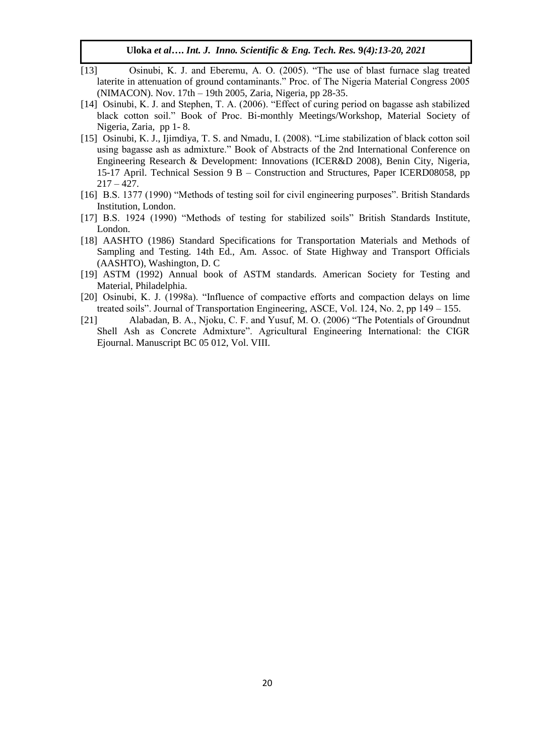[13] Osinubi, K. J. and Eberemu, A. O. (2005). "The use of blast furnace slag treated laterite in attenuation of ground contaminants." Proc. of The Nigeria Material Congress 2005 (NIMACON). Nov. 17th – 19th 2005, Zaria, Nigeria, pp 28-35.

[14] Osinubi, K. J. and Stephen, T. A. (2006). "Effect of curing period on bagasse ash stabilized black cotton soil." Book of Proc. Bi-monthly Meetings/Workshop, Material Society of Nigeria, Zaria, pp 1- 8.

[15] Osinubi, K. J., Ijimdiya, T. S. and Nmadu, I. (2008). "Lime stabilization of black cotton soil using bagasse ash as admixture." Book of Abstracts of the 2nd International Conference on Engineering Research & Development: Innovations (ICER&D 2008), Benin City, Nigeria, 15-17 April. Technical Session 9 B – Construction and Structures, Paper ICERD08058, pp 217 – 427.

[16] B.S. 1377 (1990) "Methods of testing soil for civil engineering purposes". British Standards Institution, London.

[17] B.S. 1924 (1990) "Methods of testing for stabilized soils" British Standards Institute, London.

[18] AASHTO (1986) Standard Specifications for Transportation Materials and Methods of Sampling and Testing. 14th Ed., Am. Assoc. of State Highway and Transport Officials (AASHTO), Washington, D. C

[19] ASTM (1992) Annual book of ASTM standards. American Society for Testing and Material, Philadelphia.

[20] Osinubi, K. J. (1998a). "Influence of compactive efforts and compaction delays on lime treated soils". Journal of Transportation Engineering, ASCE, Vol. 124, No. 2, pp 149 – 155.

[21] Alabadan, B. A., Njoku, C. F. and Yusuf, M. O. (2006) "The Potentials of Groundnut Shell Ash as Concrete Admixture". Agricultural Engineering International: the CIGR Ejournal. Manuscript BC 05 012, Vol. VIII.